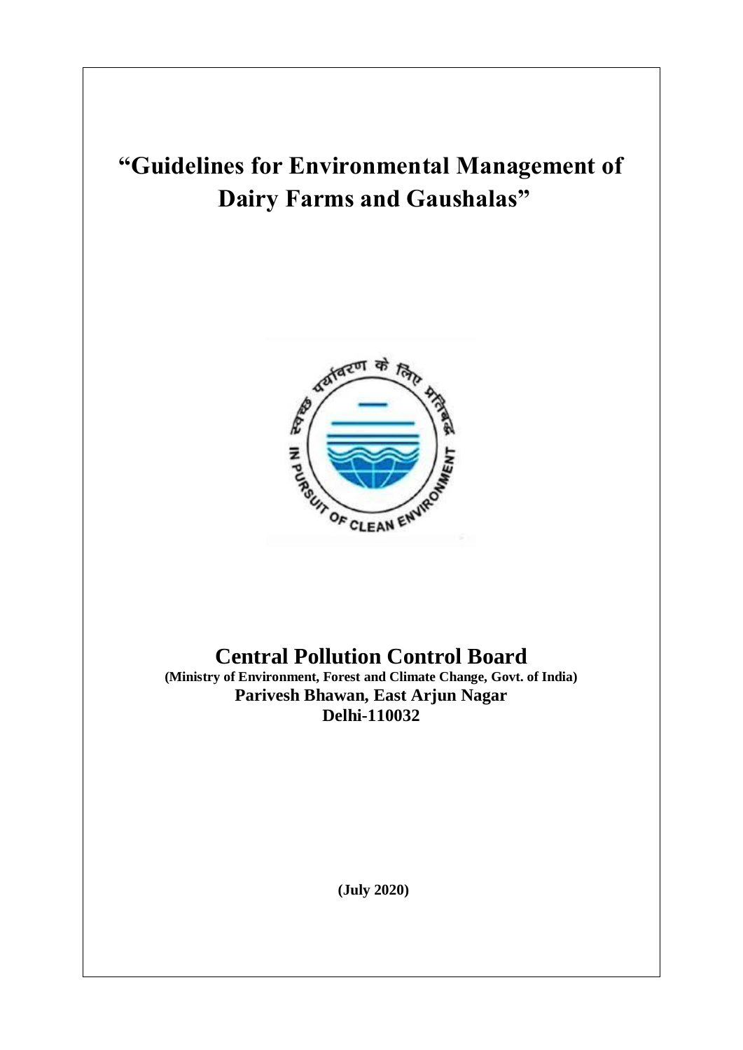# "Guidelines for Environmental Management of Dairy Farms and Gaushalas"

## Central Pollution Control Board

**(Ministry of Environment, Forest and Climate Change, Govt. of India)**

**Parivesh Bhawan, East Arjun Nagar**

**Delhi-110032**

**(July 2020)**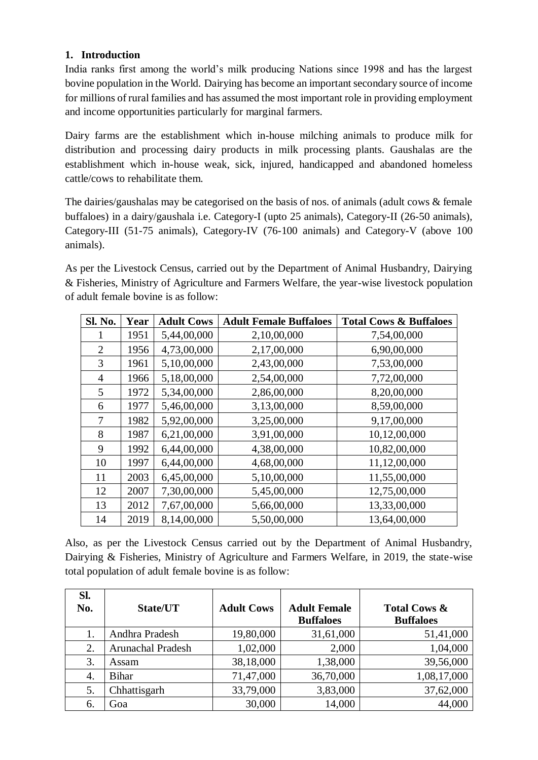## 1. Introduction

India ranks first among the world's milk producing Nations since 1998 and has the largest bovine population in the World. Dairying has become an important secondary source of income for millions of rural families and has assumed the most important role in providing employment and income opportunities particularly for marginal farmers.

Dairy farms are the establishment which in-house milching animals to produce milk for distribution and processing dairy products in milk processing plants. Gaushalas are the establishment which in-house weak, sick, injured, handicapped and abandoned homeless cattle/cows to rehabilitate them.

The dairies/gaushalas may be categorised on the basis of nos. of animals (adult cows & female buffaloes) in a dairy/gaushala i.e. Category-I (upto 25 animals), Category-II (26-50 animals), Category-III (51-75 animals), Category-IV (76-100 animals) and Category-V (above 100 animals).

As per the Livestock Census, carried out by the Department of Animal Husbandry, Dairying & Fisheries, Ministry of Agriculture and Farmers Welfare, the year-wise livestock population of adult female bovine is as follow:

| Sl. No. | Year | Adult Cows | Adult Female Buffaloes | Total Cows & Buffaloes |
|---|---|---|---|---|
| 1 | 1951 | 5,44,00,000 | 2,10,00,000 | 7,54,00,000 |
| 2 | 1956 | 4,73,00,000 | 2,17,00,000 | 6,90,00,000 |
| 3 | 1961 | 5,10,00,000 | 2,43,00,000 | 7,53,00,000 |
| 4 | 1966 | 5,18,00,000 | 2,54,00,000 | 7,72,00,000 |
| 5 | 1972 | 5,34,00,000 | 2,86,00,000 | 8,20,00,000 |
| 6 | 1977 | 5,46,00,000 | 3,13,00,000 | 8,59,00,000 |
| 7 | 1982 | 5,92,00,000 | 3,25,00,000 | 9,17,00,000 |
| 8 | 1987 | 6,21,00,000 | 3,91,00,000 | 10,12,00,000 |
| 9 | 1992 | 6,44,00,000 | 4,38,00,000 | 10,82,00,000 |
| 10 | 1997 | 6,44,00,000 | 4,68,00,000 | 11,12,00,000 |
| 11 | 2003 | 6,45,00,000 | 5,10,00,000 | 11,55,00,000 |
| 12 | 2007 | 7,30,00,000 | 5,45,00,000 | 12,75,00,000 |
| 13 | 2012 | 7,67,00,000 | 5,66,00,000 | 13,33,00,000 |
| 14 | 2019 | 8,14,00,000 | 5,50,00,000 | 13,64,00,000 |

Also, as per the Livestock Census carried out by the Department of Animal Husbandry, Dairying & Fisheries, Ministry of Agriculture and Farmers Welfare, in 2019, the state-wise total population of adult female bovine is as follow:

| Sl. No. | State/UT | Adult Cows | Adult Female Buffaloes | Total Cows & Buffaloes |
|---|---|---|---|---|
| 1. | Andhra Pradesh | 19,80,000 | 31,61,000 | 51,41,000 |
| 2. | Arunachal Pradesh | 1,02,000 | 2,000 | 1,04,000 |
| 3. | Assam | 38,18,000 | 1,38,000 | 39,56,000 |
| 4. | Bihar | 71,47,000 | 36,70,000 | 1,08,17,000 |
| 5. | Chhattisgarh | 33,79,000 | 3,83,000 | 37,62,000 |
| 6. | Goa | 30,000 | 14,000 | 44,000 |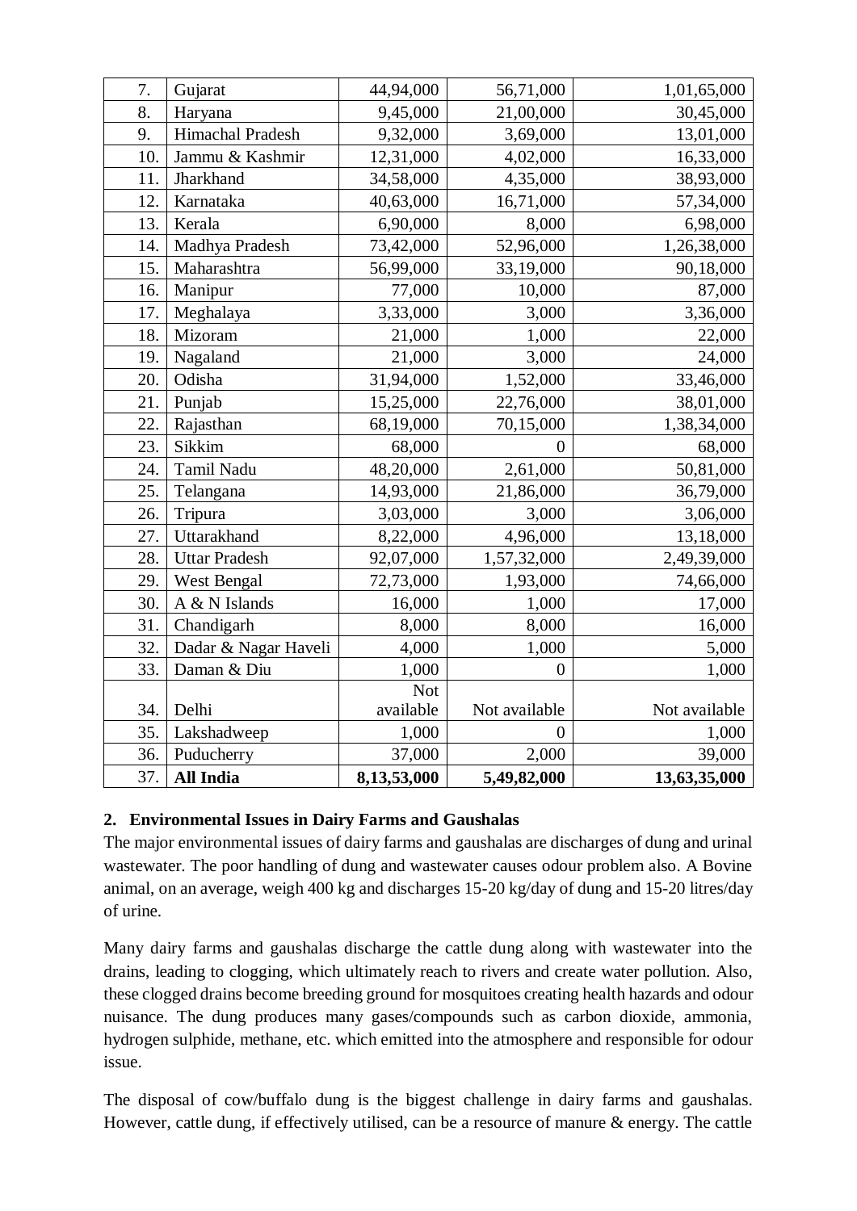| 7. | Gujarat | 44,94,000 | 56,71,000 | 1,01,65,000 |
|---|---|---|---|---|
| 8. | Haryana | 9,45,000 | 21,00,000 | 30,45,000 |
| 9. | Himachal Pradesh | 9,32,000 | 3,69,000 | 13,01,000 |
| 10. | Jammu & Kashmir | 12,31,000 | 4,02,000 | 16,33,000 |
| 11. | Jharkhand | 34,58,000 | 4,35,000 | 38,93,000 |
| 12. | Karnataka | 40,63,000 | 16,71,000 | 57,34,000 |
| 13. | Kerala | 6,90,000 | 8,000 | 6,98,000 |
| 14. | Madhya Pradesh | 73,42,000 | 52,96,000 | 1,26,38,000 |
| 15. | Maharashtra | 56,99,000 | 33,19,000 | 90,18,000 |
| 16. | Manipur | 77,000 | 10,000 | 87,000 |
| 17. | Meghalaya | 3,33,000 | 3,000 | 3,36,000 |
| 18. | Mizoram | 21,000 | 1,000 | 22,000 |
| 19. | Nagaland | 21,000 | 3,000 | 24,000 |
| 20. | Odisha | 31,94,000 | 1,52,000 | 33,46,000 |
| 21. | Punjab | 15,25,000 | 22,76,000 | 38,01,000 |
| 22. | Rajasthan | 68,19,000 | 70,15,000 | 1,38,34,000 |
| 23. | Sikkim | 68,000 | 0 | 68,000 |
| 24. | Tamil Nadu | 48,20,000 | 2,61,000 | 50,81,000 |
| 25. | Telangana | 14,93,000 | 21,86,000 | 36,79,000 |
| 26. | Tripura | 3,03,000 | 3,000 | 3,06,000 |
| 27. | Uttarakhand | 8,22,000 | 4,96,000 | 13,18,000 |
| 28. | Uttar Pradesh | 92,07,000 | 1,57,32,000 | 2,49,39,000 |
| 29. | West Bengal | 72,73,000 | 1,93,000 | 74,66,000 |
| 30. | A & N Islands | 16,000 | 1,000 | 17,000 |
| 31. | Chandigarh | 8,000 | 8,000 | 16,000 |
| 32. | Dadar & Nagar Haveli | 4,000 | 1,000 | 5,000 |
| 33. | Daman & Diu | 1,000 | 0 | 1,000 |
| 34. | Delhi | Not available | Not available | Not available |
| 35. | Lakshadweep | 1,000 | 0 | 1,000 |
| 36. | Puducherry | 37,000 | 2,000 | 39,000 |
| 37. | **All India** | **8,13,53,000** | **5,49,82,000** | **13,63,35,000** |

## 2. Environmental Issues in Dairy Farms and Gaushalas

The major environmental issues of dairy farms and gaushalas are discharges of dung and urinal wastewater. The poor handling of dung and wastewater causes odour problem also. A Bovine animal, on an average, weigh 400 kg and discharges 15-20 kg/day of dung and 15-20 litres/day of urine.

Many dairy farms and gaushalas discharge the cattle dung along with wastewater into the drains, leading to clogging, which ultimately reach to rivers and create water pollution. Also, these clogged drains become breeding ground for mosquitoes creating health hazards and odour nuisance. The dung produces many gases/compounds such as carbon dioxide, ammonia, hydrogen sulphide, methane, etc. which emitted into the atmosphere and responsible for odour issue.

The disposal of cow/buffalo dung is the biggest challenge in dairy farms and gaushalas. However, cattle dung, if effectively utilised, can be a resource of manure & energy. The cattle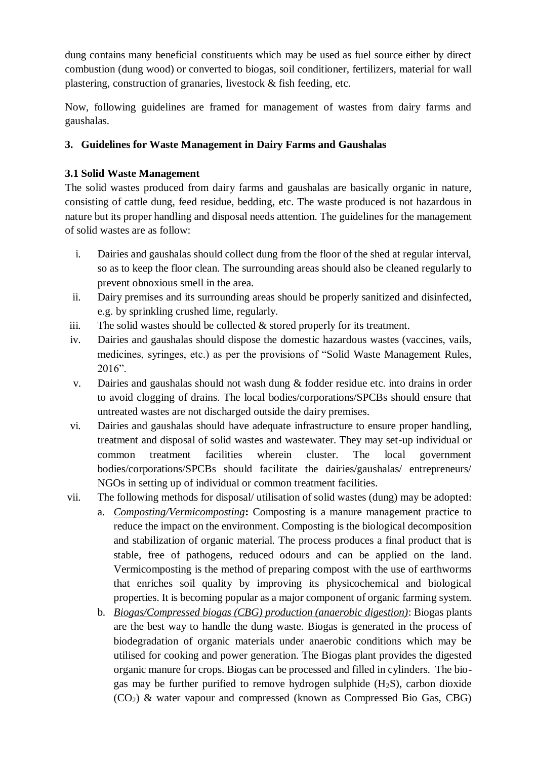dung contains many beneficial constituents which may be used as fuel source either by direct combustion (dung wood) or converted to biogas, soil conditioner, fertilizers, material for wall plastering, construction of granaries, livestock & fish feeding, etc.

Now, following guidelines are framed for management of wastes from dairy farms and gaushalas.

## 3. Guidelines for Waste Management in Dairy Farms and Gaushalas

### 3.1 Solid Waste Management

The solid wastes produced from dairy farms and gaushalas are basically organic in nature, consisting of cattle dung, feed residue, bedding, etc. The waste produced is not hazardous in nature but its proper handling and disposal needs attention. The guidelines for the management of solid wastes are as follow:

i. Dairies and gaushalas should collect dung from the floor of the shed at regular interval, so as to keep the floor clean. The surrounding areas should also be cleaned regularly to prevent obnoxious smell in the area.

ii. Dairy premises and its surrounding areas should be properly sanitized and disinfected, e.g. by sprinkling crushed lime, regularly.

iii. The solid wastes should be collected & stored properly for its treatment.

iv. Dairies and gaushalas should dispose the domestic hazardous wastes (vaccines, vails, medicines, syringes, etc.) as per the provisions of "Solid Waste Management Rules, 2016".

v. Dairies and gaushalas should not wash dung & fodder residue etc. into drains in order to avoid clogging of drains. The local bodies/corporations/SPCBs should ensure that untreated wastes are not discharged outside the dairy premises.

vi. Dairies and gaushalas should have adequate infrastructure to ensure proper handling, treatment and disposal of solid wastes and wastewater. They may set-up individual or common treatment facilities wherein cluster. The local government bodies/corporations/SPCBs should facilitate the dairies/gaushalas/ entrepreneurs/ NGOs in setting up of individual or common treatment facilities.

vii. The following methods for disposal/ utilisation of solid wastes (dung) may be adopted:

   a. ***Composting/Vermicomposting*****:** Composting is a manure management practice to reduce the impact on the environment. Composting is the biological decomposition and stabilization of organic material. The process produces a final product that is stable, free of pathogens, reduced odours and can be applied on the land. Vermicomposting is the method of preparing compost with the use of earthworms that enriches soil quality by improving its physicochemical and biological properties. It is becoming popular as a major component of organic farming system.

   b. *Biogas/Compressed biogas (CBG) production (anaerobic digestion)*: Biogas plants are the best way to handle the dung waste. Biogas is generated in the process of biodegradation of organic materials under anaerobic conditions which may be utilised for cooking and power generation. The Biogas plant provides the digested organic manure for crops. Biogas can be processed and filled in cylinders. The bio-gas may be further purified to remove hydrogen sulphide ($H_2S$), carbon dioxide ($CO_2$) & water vapour and compressed (known as Compressed Bio Gas, CBG)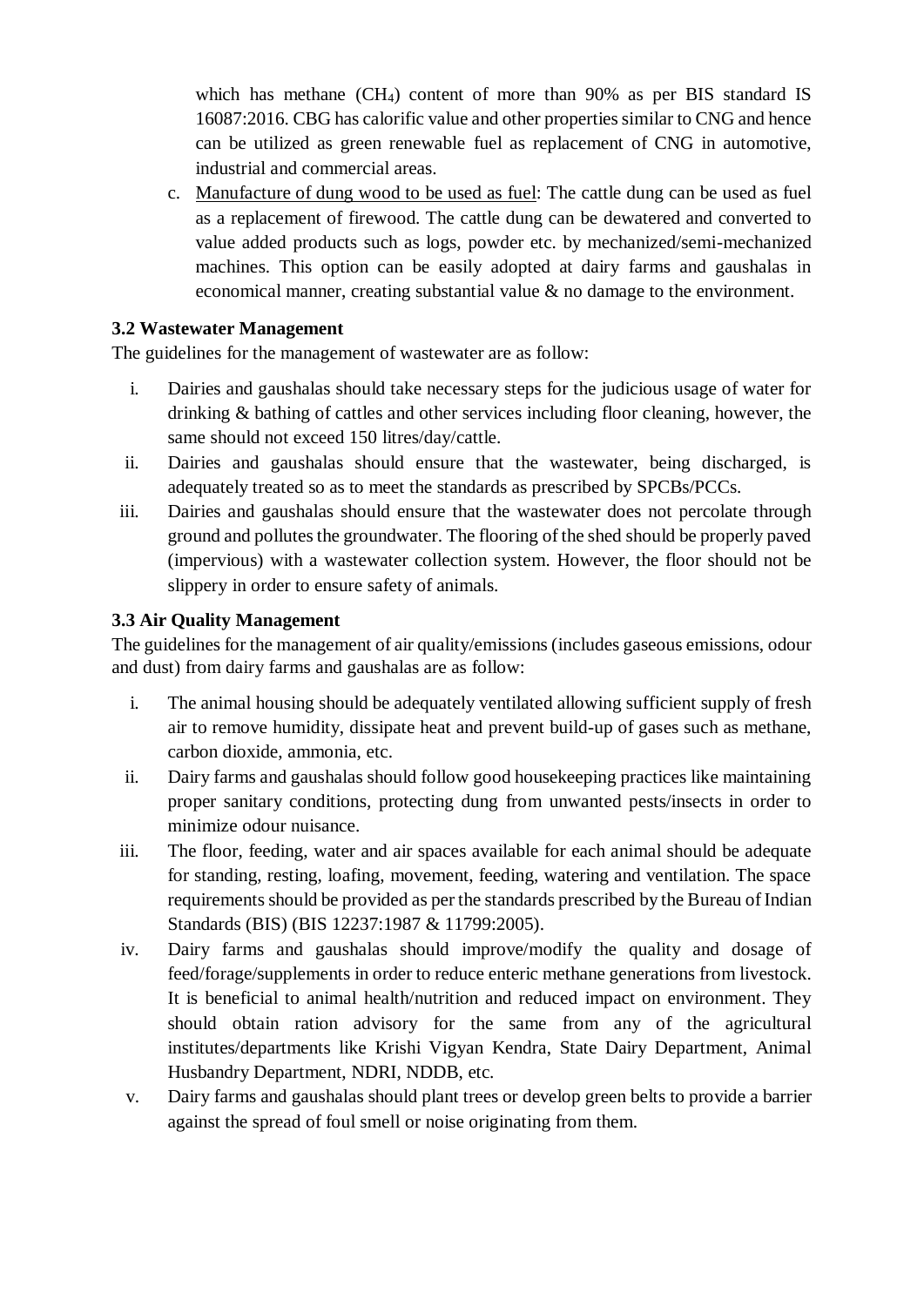which has methane ($CH_4$) content of more than 90% as per BIS standard IS 16087:2016. CBG has calorific value and other properties similar to CNG and hence can be utilized as green renewable fuel as replacement of CNG in automotive, industrial and commercial areas.

c. <u>Manufacture of dung wood to be used as fuel</u>: The cattle dung can be used as fuel as a replacement of firewood. The cattle dung can be dewatered and converted to value added products such as logs, powder etc. by mechanized/semi-mechanized machines. This option can be easily adopted at dairy farms and gaushalas in economical manner, creating substantial value & no damage to the environment.

### 3.2 Wastewater Management

The guidelines for the management of wastewater are as follow:

i. Dairies and gaushalas should take necessary steps for the judicious usage of water for drinking & bathing of cattles and other services including floor cleaning, however, the same should not exceed 150 litres/day/cattle.

ii. Dairies and gaushalas should ensure that the wastewater, being discharged, is adequately treated so as to meet the standards as prescribed by SPCBs/PCCs.

iii. Dairies and gaushalas should ensure that the wastewater does not percolate through ground and pollutes the groundwater. The flooring of the shed should be properly paved (impervious) with a wastewater collection system. However, the floor should not be slippery in order to ensure safety of animals.

### 3.3 Air Quality Management

The guidelines for the management of air quality/emissions (includes gaseous emissions, odour and dust) from dairy farms and gaushalas are as follow:

i. The animal housing should be adequately ventilated allowing sufficient supply of fresh air to remove humidity, dissipate heat and prevent build-up of gases such as methane, carbon dioxide, ammonia, etc.

ii. Dairy farms and gaushalas should follow good housekeeping practices like maintaining proper sanitary conditions, protecting dung from unwanted pests/insects in order to minimize odour nuisance.

iii. The floor, feeding, water and air spaces available for each animal should be adequate for standing, resting, loafing, movement, feeding, watering and ventilation. The space requirements should be provided as per the standards prescribed by the Bureau of Indian Standards (BIS) (BIS 12237:1987 & 11799:2005).

iv. Dairy farms and gaushalas should improve/modify the quality and dosage of feed/forage/supplements in order to reduce enteric methane generations from livestock. It is beneficial to animal health/nutrition and reduced impact on environment. They should obtain ration advisory for the same from any of the agricultural institutes/departments like Krishi Vigyan Kendra, State Dairy Department, Animal Husbandry Department, NDRI, NDDB, etc.

v. Dairy farms and gaushalas should plant trees or develop green belts to provide a barrier against the spread of foul smell or noise originating from them.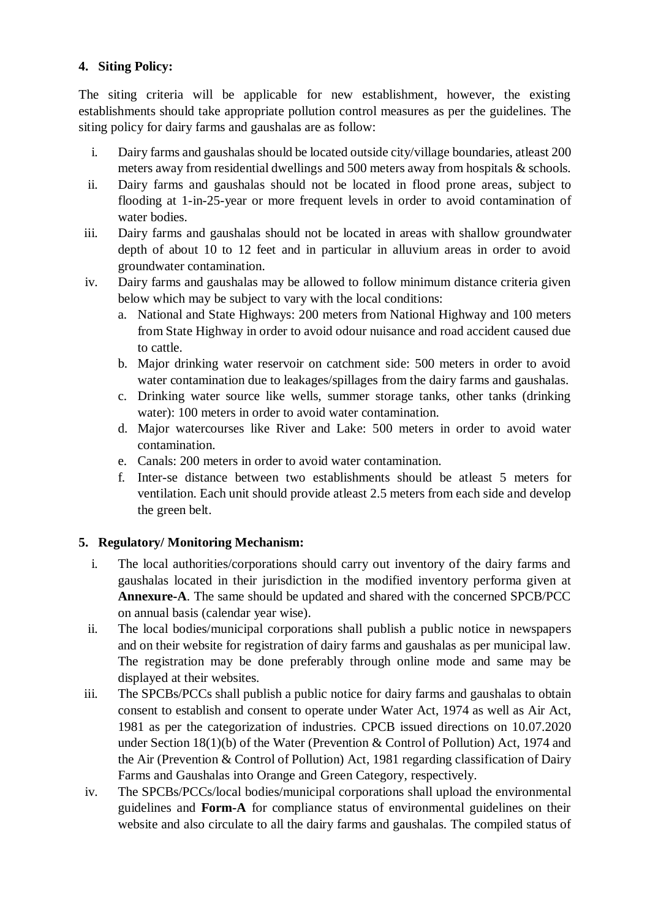## 4. Siting Policy:

The siting criteria will be applicable for new establishment, however, the existing establishments should take appropriate pollution control measures as per the guidelines. The siting policy for dairy farms and gaushalas are as follow:

i. Dairy farms and gaushalas should be located outside city/village boundaries, atleast 200 meters away from residential dwellings and 500 meters away from hospitals & schools.
ii. Dairy farms and gaushalas should not be located in flood prone areas, subject to flooding at 1-in-25-year or more frequent levels in order to avoid contamination of water bodies.
iii. Dairy farms and gaushalas should not be located in areas with shallow groundwater depth of about 10 to 12 feet and in particular in alluvium areas in order to avoid groundwater contamination.
iv. Dairy farms and gaushalas may be allowed to follow minimum distance criteria given below which may be subject to vary with the local conditions:
   a. National and State Highways: 200 meters from National Highway and 100 meters from State Highway in order to avoid odour nuisance and road accident caused due to cattle.
   b. Major drinking water reservoir on catchment side: 500 meters in order to avoid water contamination due to leakages/spillages from the dairy farms and gaushalas.
   c. Drinking water source like wells, summer storage tanks, other tanks (drinking water): 100 meters in order to avoid water contamination.
   d. Major watercourses like River and Lake: 500 meters in order to avoid water contamination.
   e. Canals: 200 meters in order to avoid water contamination.
   f. Inter-se distance between two establishments should be atleast 5 meters for ventilation. Each unit should provide atleast 2.5 meters from each side and develop the green belt.

## 5. Regulatory/ Monitoring Mechanism:

i. The local authorities/corporations should carry out inventory of the dairy farms and gaushalas located in their jurisdiction in the modified inventory performa given at **Annexure-A**. The same should be updated and shared with the concerned SPCB/PCC on annual basis (calendar year wise).
ii. The local bodies/municipal corporations shall publish a public notice in newspapers and on their website for registration of dairy farms and gaushalas as per municipal law. The registration may be done preferably through online mode and same may be displayed at their websites.
iii. The SPCBs/PCCs shall publish a public notice for dairy farms and gaushalas to obtain consent to establish and consent to operate under Water Act, 1974 as well as Air Act, 1981 as per the categorization of industries. CPCB issued directions on 10.07.2020 under Section 18(1)(b) of the Water (Prevention & Control of Pollution) Act, 1974 and the Air (Prevention & Control of Pollution) Act, 1981 regarding classification of Dairy Farms and Gaushalas into Orange and Green Category, respectively.
iv. The SPCBs/PCCs/local bodies/municipal corporations shall upload the environmental guidelines and **Form-A** for compliance status of environmental guidelines on their website and also circulate to all the dairy farms and gaushalas. The compiled status of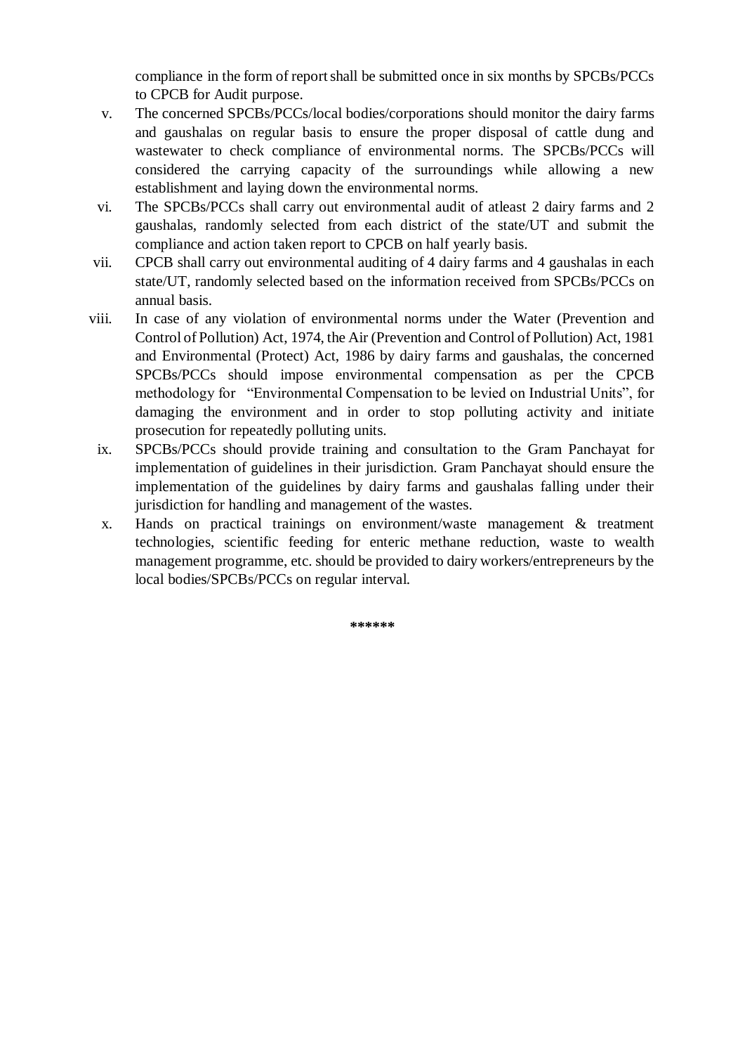compliance in the form of report shall be submitted once in six months by SPCBs/PCCs to CPCB for Audit purpose.

v. The concerned SPCBs/PCCs/local bodies/corporations should monitor the dairy farms and gaushalas on regular basis to ensure the proper disposal of cattle dung and wastewater to check compliance of environmental norms. The SPCBs/PCCs will considered the carrying capacity of the surroundings while allowing a new establishment and laying down the environmental norms.

vi. The SPCBs/PCCs shall carry out environmental audit of atleast 2 dairy farms and 2 gaushalas, randomly selected from each district of the state/UT and submit the compliance and action taken report to CPCB on half yearly basis.

vii. CPCB shall carry out environmental auditing of 4 dairy farms and 4 gaushalas in each state/UT, randomly selected based on the information received from SPCBs/PCCs on annual basis.

viii. In case of any violation of environmental norms under the Water (Prevention and Control of Pollution) Act, 1974, the Air (Prevention and Control of Pollution) Act, 1981 and Environmental (Protect) Act, 1986 by dairy farms and gaushalas, the concerned SPCBs/PCCs should impose environmental compensation as per the CPCB methodology for "Environmental Compensation to be levied on Industrial Units", for damaging the environment and in order to stop polluting activity and initiate prosecution for repeatedly polluting units.

ix. SPCBs/PCCs should provide training and consultation to the Gram Panchayat for implementation of guidelines in their jurisdiction. Gram Panchayat should ensure the implementation of the guidelines by dairy farms and gaushalas falling under their jurisdiction for handling and management of the wastes.

x. Hands on practical trainings on environment/waste management & treatment technologies, scientific feeding for enteric methane reduction, waste to wealth management programme, etc. should be provided to dairy workers/entrepreneurs by the local bodies/SPCBs/PCCs on regular interval.

******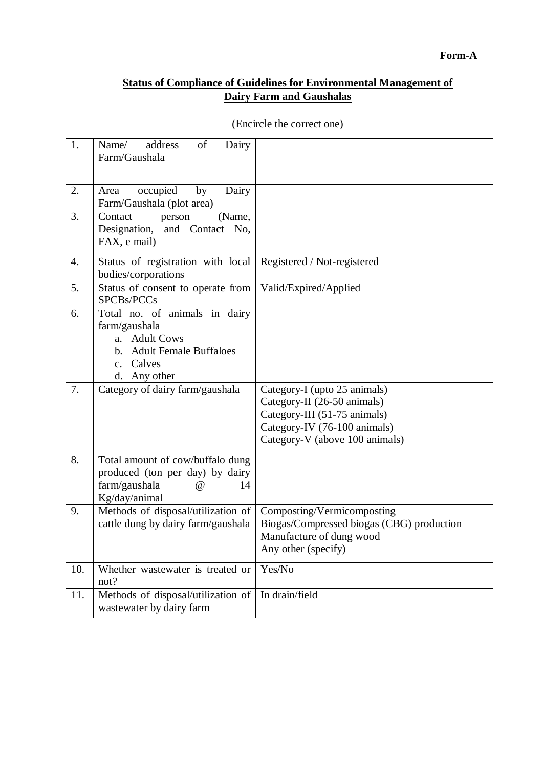**Form-A**

**Status of Compliance of Guidelines for Environmental Management of Dairy Farm and Gaushalas**

(Encircle the correct one)

| | | |
|---|---|---|
| 1. | Name/ address of Dairy Farm/Gaushala | |
| 2. | Area occupied by Dairy Farm/Gaushala (plot area) | |
| 3. | Contact person (Name, Designation, and Contact No, FAX, e mail) | |
| 4. | Status of registration with local bodies/corporations | Registered / Not-registered |
| 5. | Status of consent to operate from SPCBs/PCCs | Valid/Expired/Applied |
| 6. | Total no. of animals in dairy farm/gaushala<br>a. Adult Cows<br>b. Adult Female Buffaloes<br>c. Calves<br>d. Any other | |
| 7. | Category of dairy farm/gaushala | Category-I (upto 25 animals)<br>Category-II (26-50 animals)<br>Category-III (51-75 animals)<br>Category-IV (76-100 animals)<br>Category-V (above 100 animals) |
| 8. | Total amount of cow/buffalo dung produced (ton per day) by dairy farm/gaushala @ 14 Kg/day/animal | |
| 9. | Methods of disposal/utilization of cattle dung by dairy farm/gaushala | Composting/Vermicomposting<br>Biogas/Compressed biogas (CBG) production<br>Manufacture of dung wood<br>Any other (specify) |
| 10. | Whether wastewater is treated or not? | Yes/No |
| 11. | Methods of disposal/utilization of wastewater by dairy farm | In drain/field |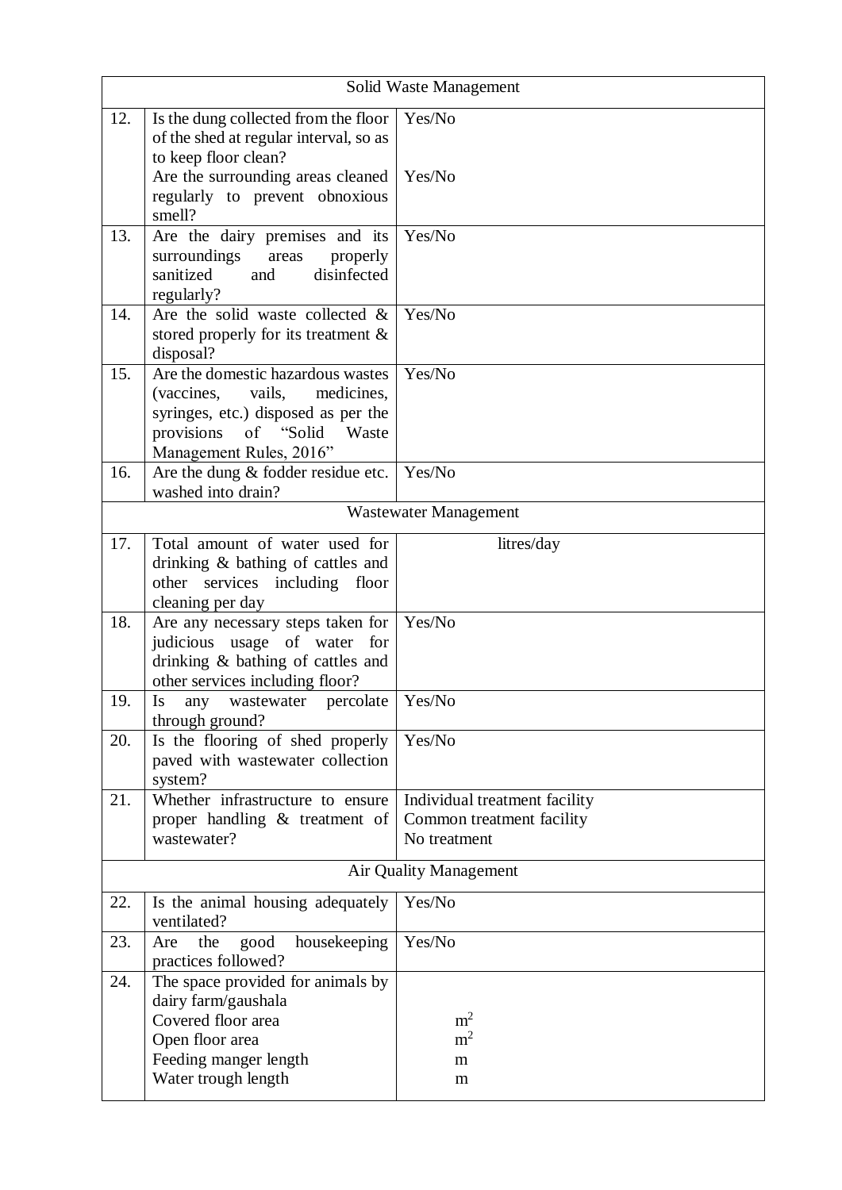| | | |
|---|---|---|
| **Solid Waste Management** | | |
| 12. | Is the dung collected from the floor of the shed at regular interval, so as to keep floor clean?<br>Are the surrounding areas cleaned regularly to prevent obnoxious smell? | Yes/No<br><br>Yes/No |
| 13. | Are the dairy premises and its surroundings areas properly sanitized and disinfected regularly? | Yes/No |
| 14. | Are the solid waste collected & stored properly for its treatment & disposal? | Yes/No |
| 15. | Are the domestic hazardous wastes (vaccines, vails, medicines, syringes, etc.) disposed as per the provisions of "Solid Waste Management Rules, 2016" | Yes/No |
| 16. | Are the dung & fodder residue etc. washed into drain? | Yes/No |
| **Wastewater Management** | | |
| 17. | Total amount of water used for drinking & bathing of cattles and other services including floor cleaning per day | litres/day |
| 18. | Are any necessary steps taken for judicious usage of water for drinking & bathing of cattles and other services including floor? | Yes/No |
| 19. | Is any wastewater percolate through ground? | Yes/No |
| 20. | Is the flooring of shed properly paved with wastewater collection system? | Yes/No |
| 21. | Whether infrastructure to ensure proper handling & treatment of wastewater? | Individual treatment facility<br>Common treatment facility<br>No treatment |
| **Air Quality Management** | | |
| 22. | Is the animal housing adequately ventilated? | Yes/No |
| 23. | Are the good housekeeping practices followed? | Yes/No |
| 24. | The space provided for animals by dairy farm/gaushala<br>Covered floor area<br>Open floor area<br>Feeding manger length<br>Water trough length | <br><br>$m^2$<br>$m^2$<br>m<br>m |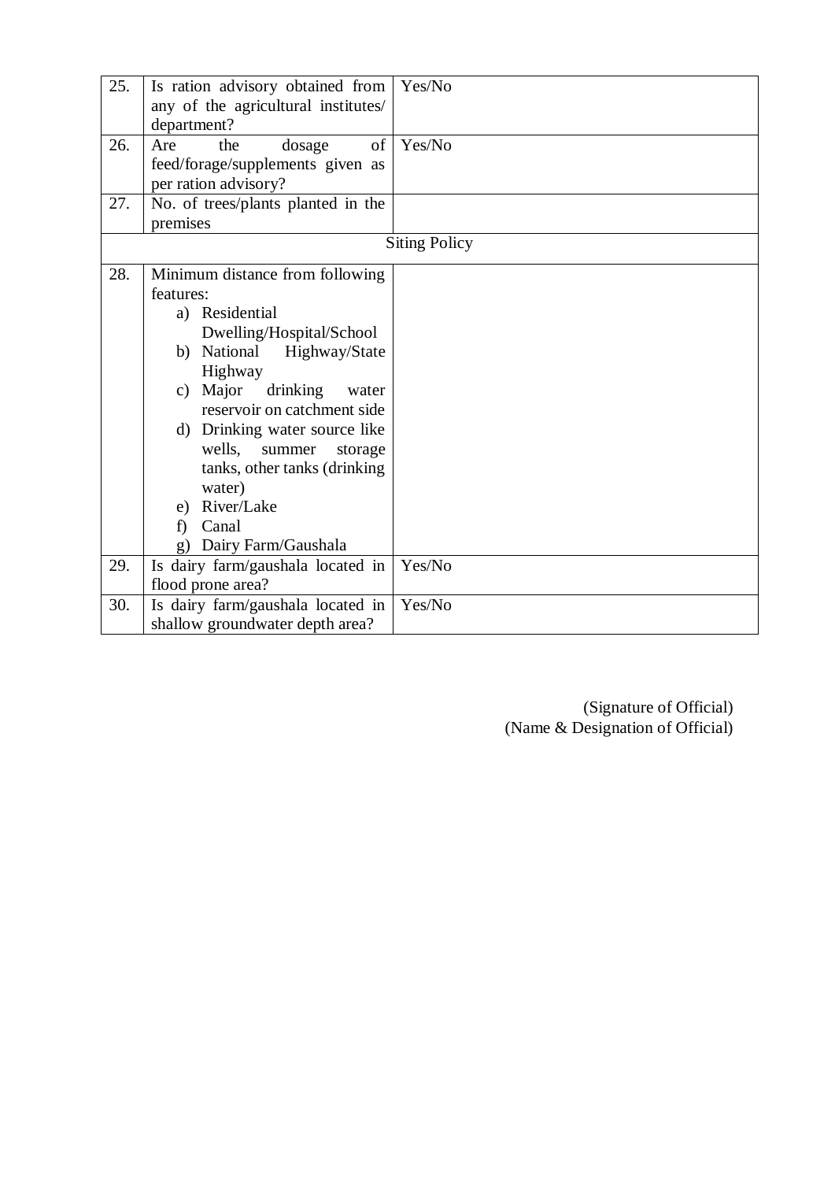| | | |
|---|---|---|
| 25. | Is ration advisory obtained from any of the agricultural institutes/ department? | Yes/No |
| 26. | Are the dosage of feed/forage/supplements given as per ration advisory? | Yes/No |
| 27. | No. of trees/plants planted in the premises | |
| | Siting Policy | |
| 28. | Minimum distance from following features:<br>a) Residential Dwelling/Hospital/School<br>b) National Highway/State Highway<br>c) Major drinking water reservoir on catchment side<br>d) Drinking water source like wells, summer storage tanks, other tanks (drinking water)<br>e) River/Lake<br>f) Canal<br>g) Dairy Farm/Gaushala | |
| 29. | Is dairy farm/gaushala located in flood prone area? | Yes/No |
| 30. | Is dairy farm/gaushala located in shallow groundwater depth area? | Yes/No |

(Signature of Official)
(Name & Designation of Official)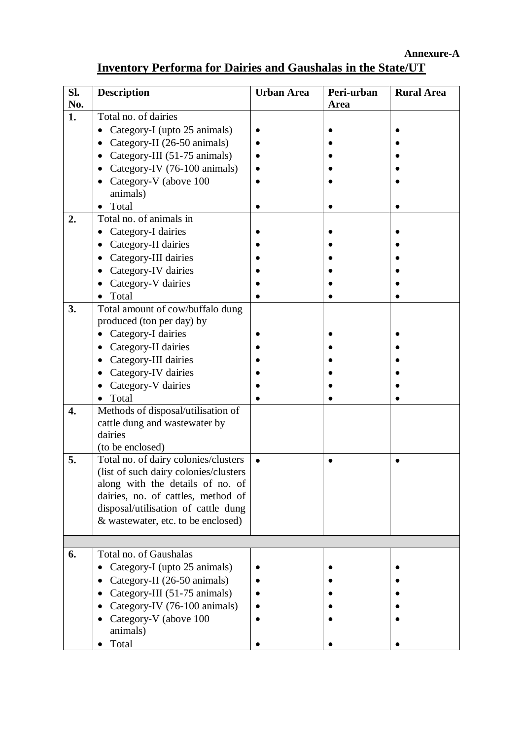**Annexure-A**

# Inventory Performa for Dairies and Gaushalas in the State/UT

| Sl. No. | Description | Urban Area | Peri-urban Area | Rural Area |
|---|---|---|---|---|
| **1.** | Total no. of dairies | | | |
| | • Category-I (upto 25 animals) | • | • | • |
| | • Category-II (26-50 animals) | • | • | • |
| | • Category-III (51-75 animals) | • | • | • |
| | • Category-IV (76-100 animals) | • | • | • |
| | • Category-V (above 100 animals) | • | • | • |
| | • Total | • | • | • |
| **2.** | Total no. of animals in | | | |
| | • Category-I dairies | • | • | • |
| | • Category-II dairies | • | • | • |
| | • Category-III dairies | • | • | • |
| | • Category-IV dairies | • | • | • |
| | • Category-V dairies | • | • | • |
| | • Total | • | • | • |
| **3.** | Total amount of cow/buffalo dung produced (ton per day) by | | | |
| | • Category-I dairies | • | • | • |
| | • Category-II dairies | • | • | • |
| | • Category-III dairies | • | • | • |
| | • Category-IV dairies | • | • | • |
| | • Category-V dairies | • | • | • |
| | • Total | • | • | • |
| **4.** | Methods of disposal/utilisation of cattle dung and wastewater by dairies (to be enclosed) | | | |
| **5.** | Total no. of dairy colonies/clusters (list of such dairy colonies/clusters along with the details of no. of dairies, no. of cattles, method of disposal/utilisation of cattle dung & wastewater, etc. to be enclosed) | • | • | • |
| | | | | |
| **6.** | Total no. of Gaushalas | | | |
| | • Category-I (upto 25 animals) | • | • | • |
| | • Category-II (26-50 animals) | • | • | • |
| | • Category-III (51-75 animals) | • | • | • |
| | • Category-IV (76-100 animals) | • | • | • |
| | • Category-V (above 100 animals) | • | • | • |
| | • Total | • | • | • |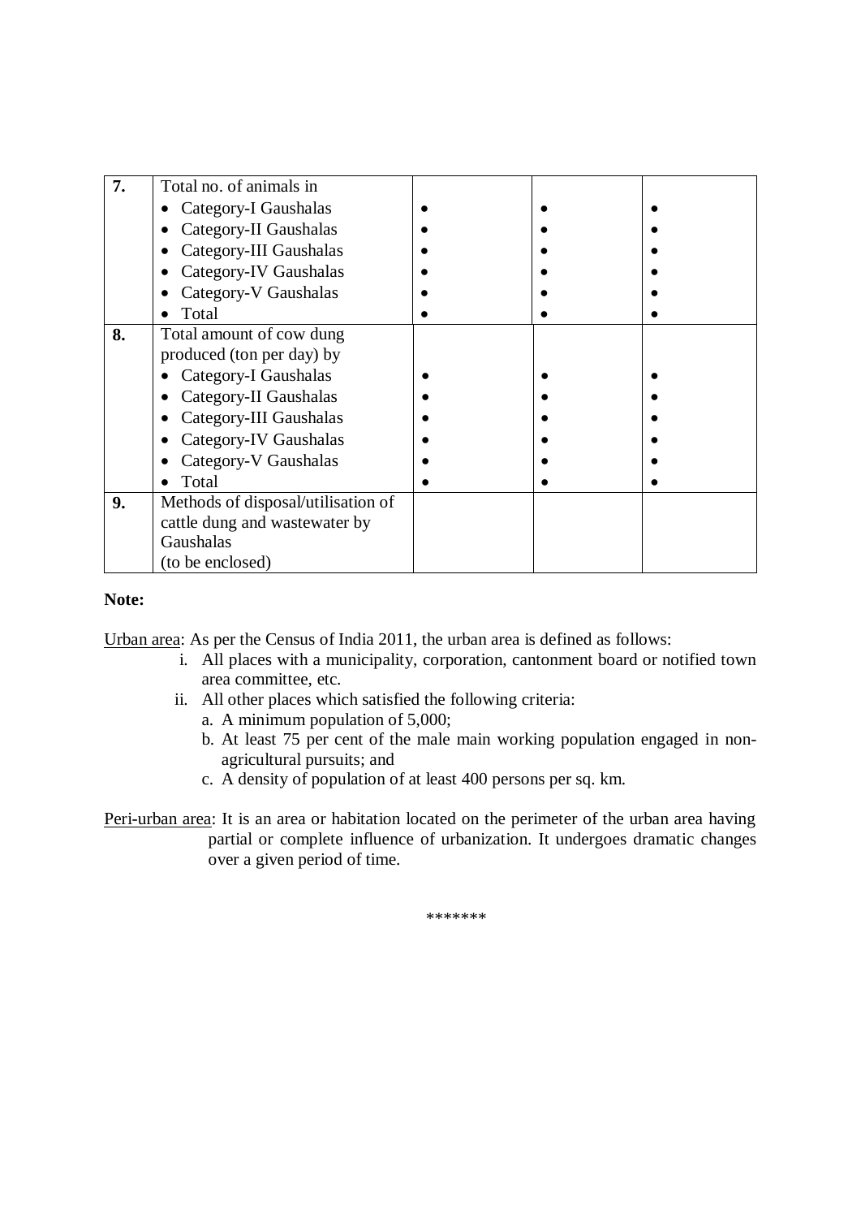| | | | | |
|---|---|---|---|---|
| **7.** | Total no. of animals in<br>• Category-I Gaushalas<br>• Category-II Gaushalas<br>• Category-III Gaushalas<br>• Category-IV Gaushalas<br>• Category-V Gaushalas<br>• Total | •<br>•<br>•<br>•<br>•<br>• | •<br>•<br>•<br>•<br>•<br>• | •<br>•<br>•<br>•<br>•<br>• |
| **8.** | Total amount of cow dung produced (ton per day) by<br>• Category-I Gaushalas<br>• Category-II Gaushalas<br>• Category-III Gaushalas<br>• Category-IV Gaushalas<br>• Category-V Gaushalas<br>• Total | •<br>•<br>•<br>•<br>•<br>• | •<br>•<br>•<br>•<br>•<br>• | •<br>•<br>•<br>•<br>•<br>• |
| **9.** | Methods of disposal/utilisation of cattle dung and wastewater by Gaushalas<br>(to be enclosed) | | | |

**Note:**

Urban area: As per the Census of India 2011, the urban area is defined as follows:

i. All places with a municipality, corporation, cantonment board or notified town area committee, etc.
ii. All other places which satisfied the following criteria:
   a. A minimum population of 5,000;
   b. At least 75 per cent of the male main working population engaged in non-agricultural pursuits; and
   c. A density of population of at least 400 persons per sq. km.

Peri-urban area: It is an area or habitation located on the perimeter of the urban area having partial or complete influence of urbanization. It undergoes dramatic changes over a given period of time.

*******